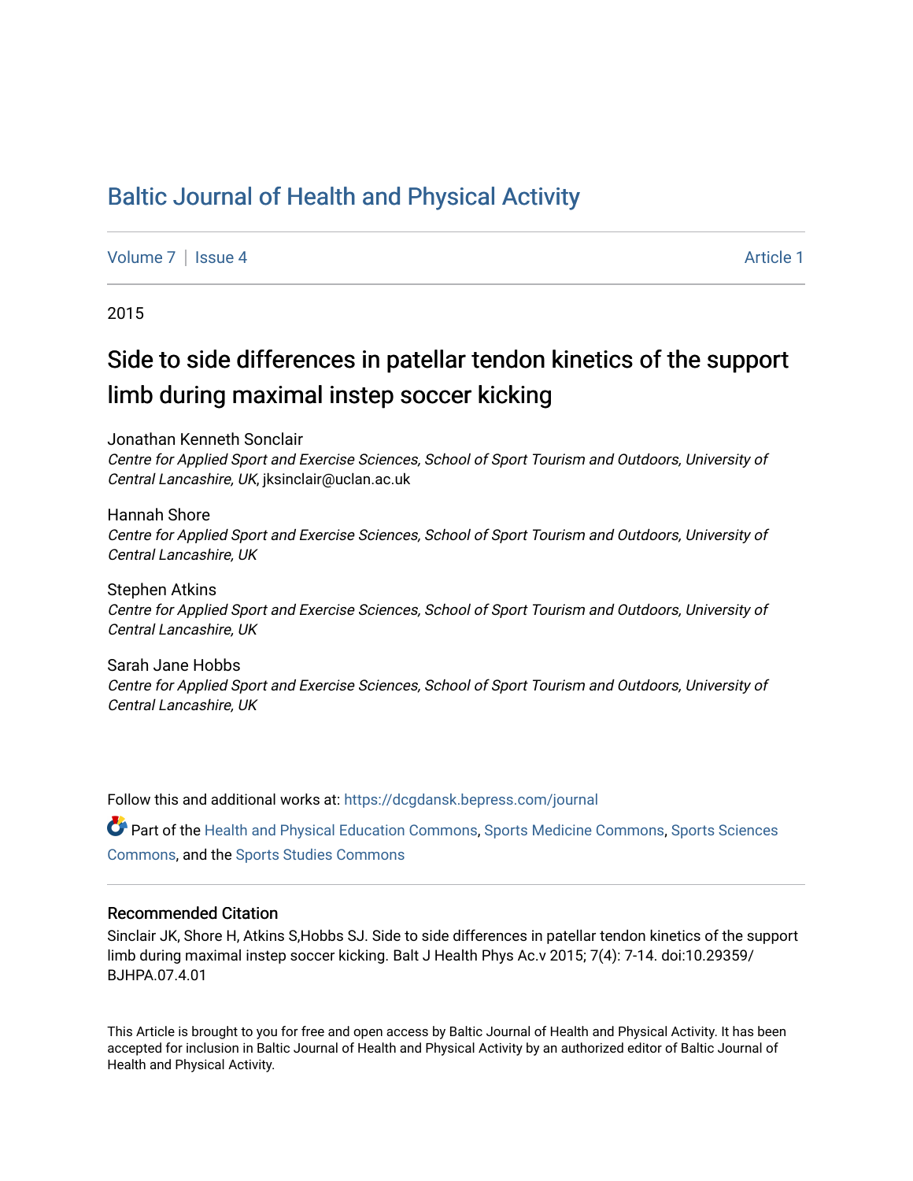# Baltic Journal of Health and Physical Activity

Volume 7 | Issue 4 Article 1

2015

## Side to side differences in patellar tendon kinetics of the support limb during maximal instep soccer kicking

Jonathan Kenneth Sonclair
*Centre for Applied Sport and Exercise Sciences, School of Sport Tourism and Outdoors, University of Central Lancashire, UK*, jksinclair@uclan.ac.uk

Hannah Shore
*Centre for Applied Sport and Exercise Sciences, School of Sport Tourism and Outdoors, University of Central Lancashire, UK*

Stephen Atkins
*Centre for Applied Sport and Exercise Sciences, School of Sport Tourism and Outdoors, University of Central Lancashire, UK*

Sarah Jane Hobbs
*Centre for Applied Sport and Exercise Sciences, School of Sport Tourism and Outdoors, University of Central Lancashire, UK*

Follow this and additional works at: https://dcgdansk.bepress.com/journal

Part of the Health and Physical Education Commons, Sports Medicine Commons, Sports Sciences Commons, and the Sports Studies Commons

### Recommended Citation

Sinclair JK, Shore H, Atkins S,Hobbs SJ. Side to side differences in patellar tendon kinetics of the support limb during maximal instep soccer kicking. Balt J Health Phys Ac.v 2015; 7(4): 7-14. doi:10.29359/BJHPA.07.4.01

This Article is brought to you for free and open access by Baltic Journal of Health and Physical Activity. It has been accepted for inclusion in Baltic Journal of Health and Physical Activity by an authorized editor of Baltic Journal of Health and Physical Activity.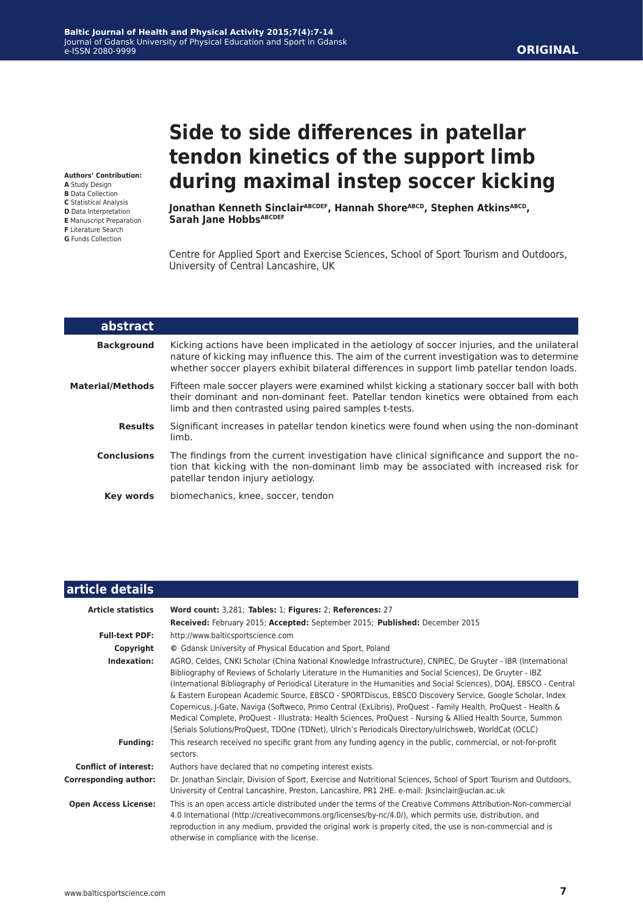# Side to side differences in patellar tendon kinetics of the support limb during maximal instep soccer kicking

**Jonathan Kenneth Sinclair**[ABCDEF], **Hannah Shore**[ABCD], **Stephen Atkins**[ABCD], **Sarah Jane Hobbs**[ABCDEF]

Centre for Applied Sport and Exercise Sciences, School of Sport Tourism and Outdoors, University of Central Lancashire, UK

**Authors' Contribution:**
**A** Study Design
**B** Data Collection
**C** Statistical Analysis
**D** Data Interpretation
**E** Manuscript Preparation
**F** Literature Search
**G** Funds Collection

## abstract

**Background** Kicking actions have been implicated in the aetiology of soccer injuries, and the unilateral nature of kicking may influence this. The aim of the current investigation was to determine whether soccer players exhibit bilateral differences in support limb patellar tendon loads.

**Material/Methods** Fifteen male soccer players were examined whilst kicking a stationary soccer ball with both their dominant and non-dominant feet. Patellar tendon kinetics were obtained from each limb and then contrasted using paired samples t-tests.

**Results** Significant increases in patellar tendon kinetics were found when using the non-dominant limb.

**Conclusions** The findings from the current investigation have clinical significance and support the notion that kicking with the non-dominant limb may be associated with increased risk for patellar tendon injury aetiology.

**Key words** biomechanics, knee, soccer, tendon

## article details

**Article statistics** **Word count:** 3,281; **Tables:** 1; **Figures:** 2; **References:** 27
**Received:** February 2015; **Accepted:** September 2015; **Published:** December 2015

**Full-text PDF:** http://www.balticsportscience.com

**Copyright** © Gdansk University of Physical Education and Sport, Poland

**Indexation:** AGRO, Celdes, CNKI Scholar (China National Knowledge Infrastructure), CNPIEC, De Gruyter - IBR (International Bibliography of Reviews of Scholarly Literature in the Humanities and Social Sciences), De Gruyter - IBZ (International Bibliography of Periodical Literature in the Humanities and Social Sciences), DOAJ, EBSCO - Central & Eastern European Academic Source, EBSCO - SPORTDiscus, EBSCO Discovery Service, Google Scholar, Index Copernicus, J-Gate, Naviga (Softweco, Primo Central (ExLibris), ProQuest - Family Health, ProQuest - Health & Medical Complete, ProQuest - Illustrata: Health Sciences, ProQuest - Nursing & Allied Health Source, Summon (Serials Solutions/ProQuest, TDOne (TDNet), Ulrich's Periodicals Directory/ulrichsweb, WorldCat (OCLC)

**Funding:** This research received no specific grant from any funding agency in the public, commercial, or not-for-profit sectors.

**Conflict of interest:** Authors have declared that no competing interest exists.

**Corresponding author:** Dr. Jonathan Sinclair, Division of Sport, Exercise and Nutritional Sciences, School of Sport Tourism and Outdoors, University of Central Lancashire, Preston, Lancashire, PR1 2HE. e-mail: Jksinclair@uclan.ac.uk

**Open Access License:** This is an open access article distributed under the terms of the Creative Commons Attribution-Non-commercial 4.0 International (http://creativecommons.org/licenses/by-nc/4.0/), which permits use, distribution, and reproduction in any medium, provided the original work is properly cited, the use is non-commercial and is otherwise in compliance with the license.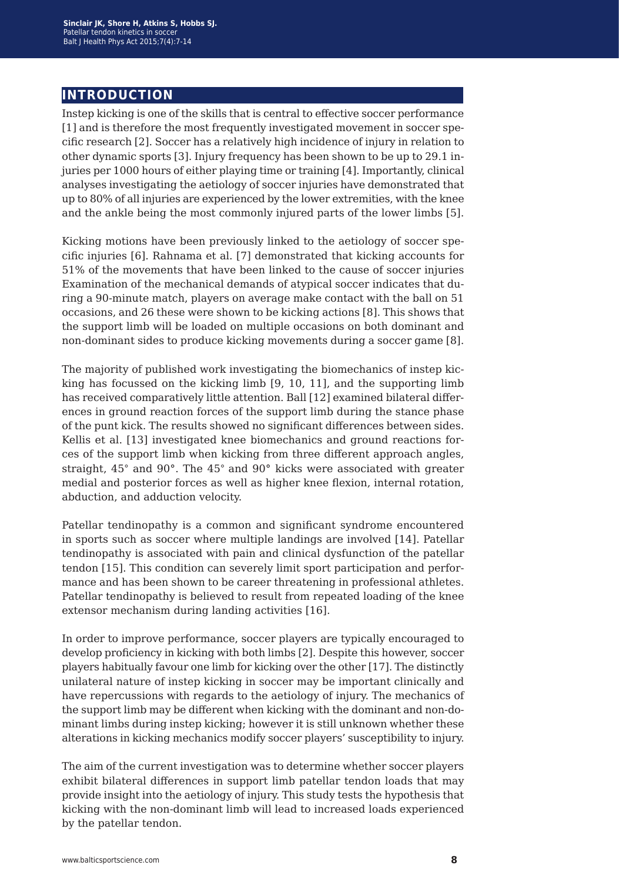## INTRODUCTION

Instep kicking is one of the skills that is central to effective soccer performance [1] and is therefore the most frequently investigated movement in soccer specific research [2]. Soccer has a relatively high incidence of injury in relation to other dynamic sports [3]. Injury frequency has been shown to be up to 29.1 injuries per 1000 hours of either playing time or training [4]. Importantly, clinical analyses investigating the aetiology of soccer injuries have demonstrated that up to 80% of all injuries are experienced by the lower extremities, with the knee and the ankle being the most commonly injured parts of the lower limbs [5].

Kicking motions have been previously linked to the aetiology of soccer specific injuries [6]. Rahnama et al. [7] demonstrated that kicking accounts for 51% of the movements that have been linked to the cause of soccer injuries Examination of the mechanical demands of atypical soccer indicates that during a 90-minute match, players on average make contact with the ball on 51 occasions, and 26 these were shown to be kicking actions [8]. This shows that the support limb will be loaded on multiple occasions on both dominant and non-dominant sides to produce kicking movements during a soccer game [8].

The majority of published work investigating the biomechanics of instep kicking has focussed on the kicking limb [9, 10, 11], and the supporting limb has received comparatively little attention. Ball [12] examined bilateral differences in ground reaction forces of the support limb during the stance phase of the punt kick. The results showed no significant differences between sides. Kellis et al. [13] investigated knee biomechanics and ground reactions forces of the support limb when kicking from three different approach angles, straight, 45° and 90°. The 45° and 90° kicks were associated with greater medial and posterior forces as well as higher knee flexion, internal rotation, abduction, and adduction velocity.

Patellar tendinopathy is a common and significant syndrome encountered in sports such as soccer where multiple landings are involved [14]. Patellar tendinopathy is associated with pain and clinical dysfunction of the patellar tendon [15]. This condition can severely limit sport participation and performance and has been shown to be career threatening in professional athletes. Patellar tendinopathy is believed to result from repeated loading of the knee extensor mechanism during landing activities [16].

In order to improve performance, soccer players are typically encouraged to develop proficiency in kicking with both limbs [2]. Despite this however, soccer players habitually favour one limb for kicking over the other [17]. The distinctly unilateral nature of instep kicking in soccer may be important clinically and have repercussions with regards to the aetiology of injury. The mechanics of the support limb may be different when kicking with the dominant and non-dominant limbs during instep kicking; however it is still unknown whether these alterations in kicking mechanics modify soccer players' susceptibility to injury.

The aim of the current investigation was to determine whether soccer players exhibit bilateral differences in support limb patellar tendon loads that may provide insight into the aetiology of injury. This study tests the hypothesis that kicking with the non-dominant limb will lead to increased loads experienced by the patellar tendon.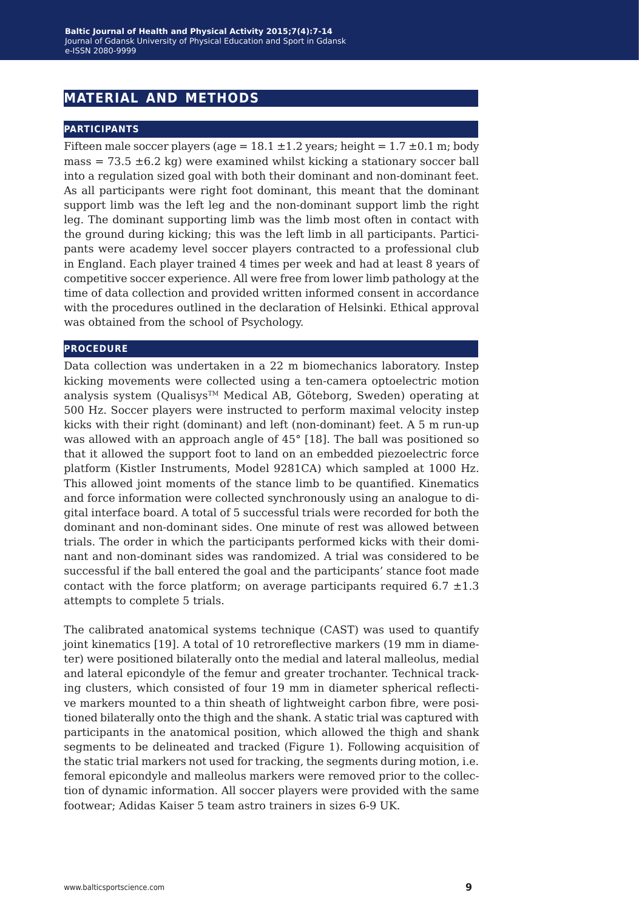## MATERIAL AND METHODS

### PARTICIPANTS

Fifteen male soccer players (age = 18.1 ±1.2 years; height = 1.7 ±0.1 m; body mass = 73.5 ±6.2 kg) were examined whilst kicking a stationary soccer ball into a regulation sized goal with both their dominant and non-dominant feet. As all participants were right foot dominant, this meant that the dominant support limb was the left leg and the non-dominant support limb the right leg. The dominant supporting limb was the limb most often in contact with the ground during kicking; this was the left limb in all participants. Participants were academy level soccer players contracted to a professional club in England. Each player trained 4 times per week and had at least 8 years of competitive soccer experience. All were free from lower limb pathology at the time of data collection and provided written informed consent in accordance with the procedures outlined in the declaration of Helsinki. Ethical approval was obtained from the school of Psychology.

### PROCEDURE

Data collection was undertaken in a 22 m biomechanics laboratory. Instep kicking movements were collected using a ten-camera optoelectric motion analysis system (Qualisys™ Medical AB, Göteborg, Sweden) operating at 500 Hz. Soccer players were instructed to perform maximal velocity instep kicks with their right (dominant) and left (non-dominant) feet. A 5 m run-up was allowed with an approach angle of 45° [18]. The ball was positioned so that it allowed the support foot to land on an embedded piezoelectric force platform (Kistler Instruments, Model 9281CA) which sampled at 1000 Hz. This allowed joint moments of the stance limb to be quantified. Kinematics and force information were collected synchronously using an analogue to digital interface board. A total of 5 successful trials were recorded for both the dominant and non-dominant sides. One minute of rest was allowed between trials. The order in which the participants performed kicks with their dominant and non-dominant sides was randomized. A trial was considered to be successful if the ball entered the goal and the participants' stance foot made contact with the force platform; on average participants required 6.7 ±1.3 attempts to complete 5 trials.

The calibrated anatomical systems technique (CAST) was used to quantify joint kinematics [19]. A total of 10 retroreflective markers (19 mm in diameter) were positioned bilaterally onto the medial and lateral malleolus, medial and lateral epicondyle of the femur and greater trochanter. Technical tracking clusters, which consisted of four 19 mm in diameter spherical reflective markers mounted to a thin sheath of lightweight carbon fibre, were positioned bilaterally onto the thigh and the shank. A static trial was captured with participants in the anatomical position, which allowed the thigh and shank segments to be delineated and tracked (Figure 1). Following acquisition of the static trial markers not used for tracking, the segments during motion, i.e. femoral epicondyle and malleolus markers were removed prior to the collection of dynamic information. All soccer players were provided with the same footwear; Adidas Kaiser 5 team astro trainers in sizes 6-9 UK.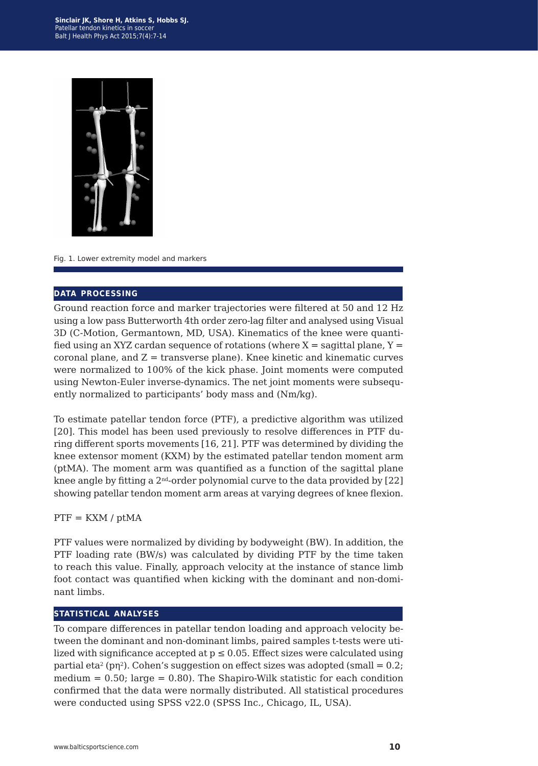Fig. 1. Lower extremity model and markers

## DATA PROCESSING

Ground reaction force and marker trajectories were filtered at 50 and 12 Hz using a low pass Butterworth 4th order zero-lag filter and analysed using Visual 3D (C-Motion, Germantown, MD, USA). Kinematics of the knee were quantified using an XYZ cardan sequence of rotations (where X = sagittal plane, Y = coronal plane, and Z = transverse plane). Knee kinetic and kinematic curves were normalized to 100% of the kick phase. Joint moments were computed using Newton-Euler inverse-dynamics. The net joint moments were subsequently normalized to participants' body mass and (Nm/kg).

To estimate patellar tendon force (PTF), a predictive algorithm was utilized [20]. This model has been used previously to resolve differences in PTF during different sports movements [16, 21]. PTF was determined by dividing the knee extensor moment (KXM) by the estimated patellar tendon moment arm (ptMA). The moment arm was quantified as a function of the sagittal plane knee angle by fitting a 2$^{nd}$-order polynomial curve to the data provided by [22] showing patellar tendon moment arm areas at varying degrees of knee flexion.

$$PTF = KXM / ptMA$$

PTF values were normalized by dividing by bodyweight (BW). In addition, the PTF loading rate (BW/s) was calculated by dividing PTF by the time taken to reach this value. Finally, approach velocity at the instance of stance limb foot contact was quantified when kicking with the dominant and non-dominant limbs.

## STATISTICAL ANALYSES

To compare differences in patellar tendon loading and approach velocity between the dominant and non-dominant limbs, paired samples t-tests were utilized with significance accepted at $p \leq 0.05$. Effect sizes were calculated using partial eta$^2$ ($p\eta^2$). Cohen's suggestion on effect sizes was adopted (small = 0.2; medium = 0.50; large = 0.80). The Shapiro-Wilk statistic for each condition confirmed that the data were normally distributed. All statistical procedures were conducted using SPSS v22.0 (SPSS Inc., Chicago, IL, USA).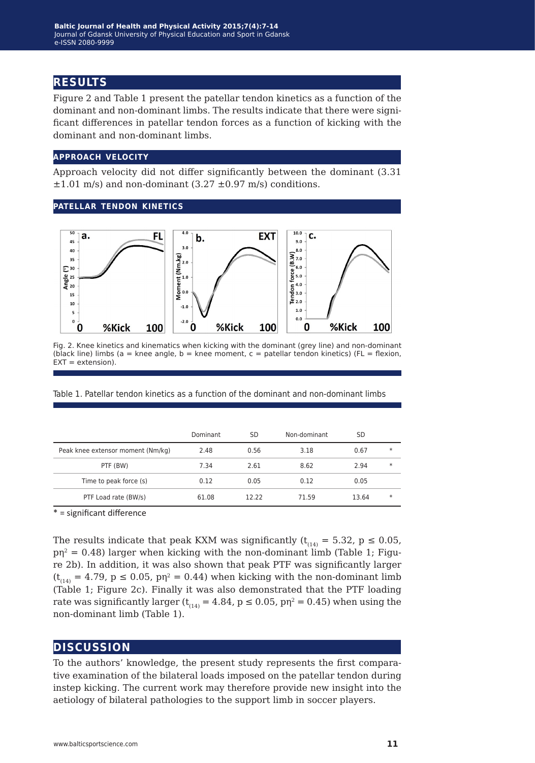## RESULTS

Figure 2 and Table 1 present the patellar tendon kinetics as a function of the dominant and non-dominant limbs. The results indicate that there were significant differences in patellar tendon forces as a function of kicking with the dominant and non-dominant limbs.

### APPROACH VELOCITY

Approach velocity did not differ significantly between the dominant (3.31 ±1.01 m/s) and non-dominant (3.27 ±0.97 m/s) conditions.

### PATELLAR TENDON KINETICS

Fig. 2. Knee kinetics and kinematics when kicking with the dominant (grey line) and non-dominant (black line) limbs (a = knee angle, b = knee moment, c = patellar tendon kinetics) (FL = flexion, EXT = extension).

Table 1. Patellar tendon kinetics as a function of the dominant and non-dominant limbs

| | Dominant | SD | Non-dominant | SD | |
|---|---|---|---|---|---|
| Peak knee extensor moment (Nm/kg) | 2.48 | 0.56 | 3.18 | 0.67 | * |
| PTF (BW) | 7.34 | 2.61 | 8.62 | 2.94 | * |
| Time to peak force (s) | 0.12 | 0.05 | 0.12 | 0.05 | |
| PTF Load rate (BW/s) | 61.08 | 12.22 | 71.59 | 13.64 | * |

* = significant difference

The results indicate that peak KXM was significantly ($t_{(14)} = 5.32$, $p \leq 0.05$, $p\eta^2 = 0.48$) larger when kicking with the non-dominant limb (Table 1; Figure 2b). In addition, it was also shown that peak PTF was significantly larger ($t_{(14)} = 4.79$, $p \leq 0.05$, $p\eta^2 = 0.44$) when kicking with the non-dominant limb (Table 1; Figure 2c). Finally it was also demonstrated that the PTF loading rate was significantly larger ($t_{(14)} = 4.84$, $p \leq 0.05$, $p\eta^2 = 0.45$) when using the non-dominant limb (Table 1).

## DISCUSSION

To the authors' knowledge, the present study represents the first comparative examination of the bilateral loads imposed on the patellar tendon during instep kicking. The current work may therefore provide new insight into the aetiology of bilateral pathologies to the support limb in soccer players.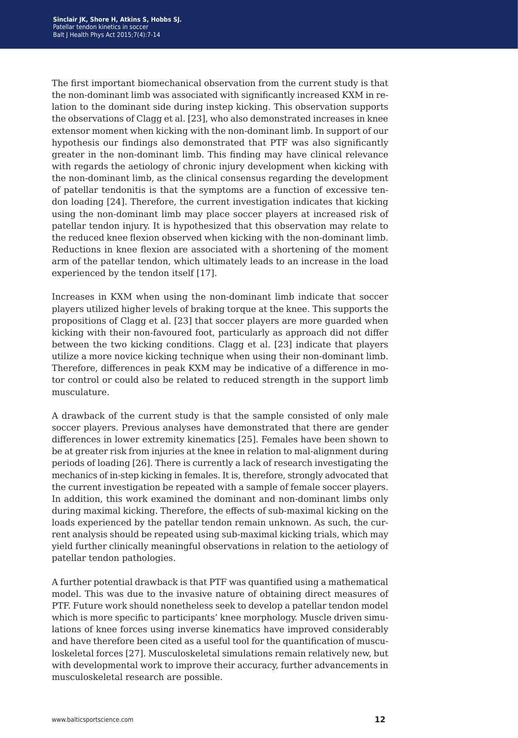The first important biomechanical observation from the current study is that the non-dominant limb was associated with significantly increased KXM in relation to the dominant side during instep kicking. This observation supports the observations of Clagg et al. [23], who also demonstrated increases in knee extensor moment when kicking with the non-dominant limb. In support of our hypothesis our findings also demonstrated that PTF was also significantly greater in the non-dominant limb. This finding may have clinical relevance with regards the aetiology of chronic injury development when kicking with the non-dominant limb, as the clinical consensus regarding the development of patellar tendonitis is that the symptoms are a function of excessive tendon loading [24]. Therefore, the current investigation indicates that kicking using the non-dominant limb may place soccer players at increased risk of patellar tendon injury. It is hypothesized that this observation may relate to the reduced knee flexion observed when kicking with the non-dominant limb. Reductions in knee flexion are associated with a shortening of the moment arm of the patellar tendon, which ultimately leads to an increase in the load experienced by the tendon itself [17].

Increases in KXM when using the non-dominant limb indicate that soccer players utilized higher levels of braking torque at the knee. This supports the propositions of Clagg et al. [23] that soccer players are more guarded when kicking with their non-favoured foot, particularly as approach did not differ between the two kicking conditions. Clagg et al. [23] indicate that players utilize a more novice kicking technique when using their non-dominant limb. Therefore, differences in peak KXM may be indicative of a difference in motor control or could also be related to reduced strength in the support limb musculature.

A drawback of the current study is that the sample consisted of only male soccer players. Previous analyses have demonstrated that there are gender differences in lower extremity kinematics [25]. Females have been shown to be at greater risk from injuries at the knee in relation to mal-alignment during periods of loading [26]. There is currently a lack of research investigating the mechanics of in-step kicking in females. It is, therefore, strongly advocated that the current investigation be repeated with a sample of female soccer players. In addition, this work examined the dominant and non-dominant limbs only during maximal kicking. Therefore, the effects of sub-maximal kicking on the loads experienced by the patellar tendon remain unknown. As such, the current analysis should be repeated using sub-maximal kicking trials, which may yield further clinically meaningful observations in relation to the aetiology of patellar tendon pathologies.

A further potential drawback is that PTF was quantified using a mathematical model. This was due to the invasive nature of obtaining direct measures of PTF. Future work should nonetheless seek to develop a patellar tendon model which is more specific to participants' knee morphology. Muscle driven simulations of knee forces using inverse kinematics have improved considerably and have therefore been cited as a useful tool for the quantification of musculoskeletal forces [27]. Musculoskeletal simulations remain relatively new, but with developmental work to improve their accuracy, further advancements in musculoskeletal research are possible.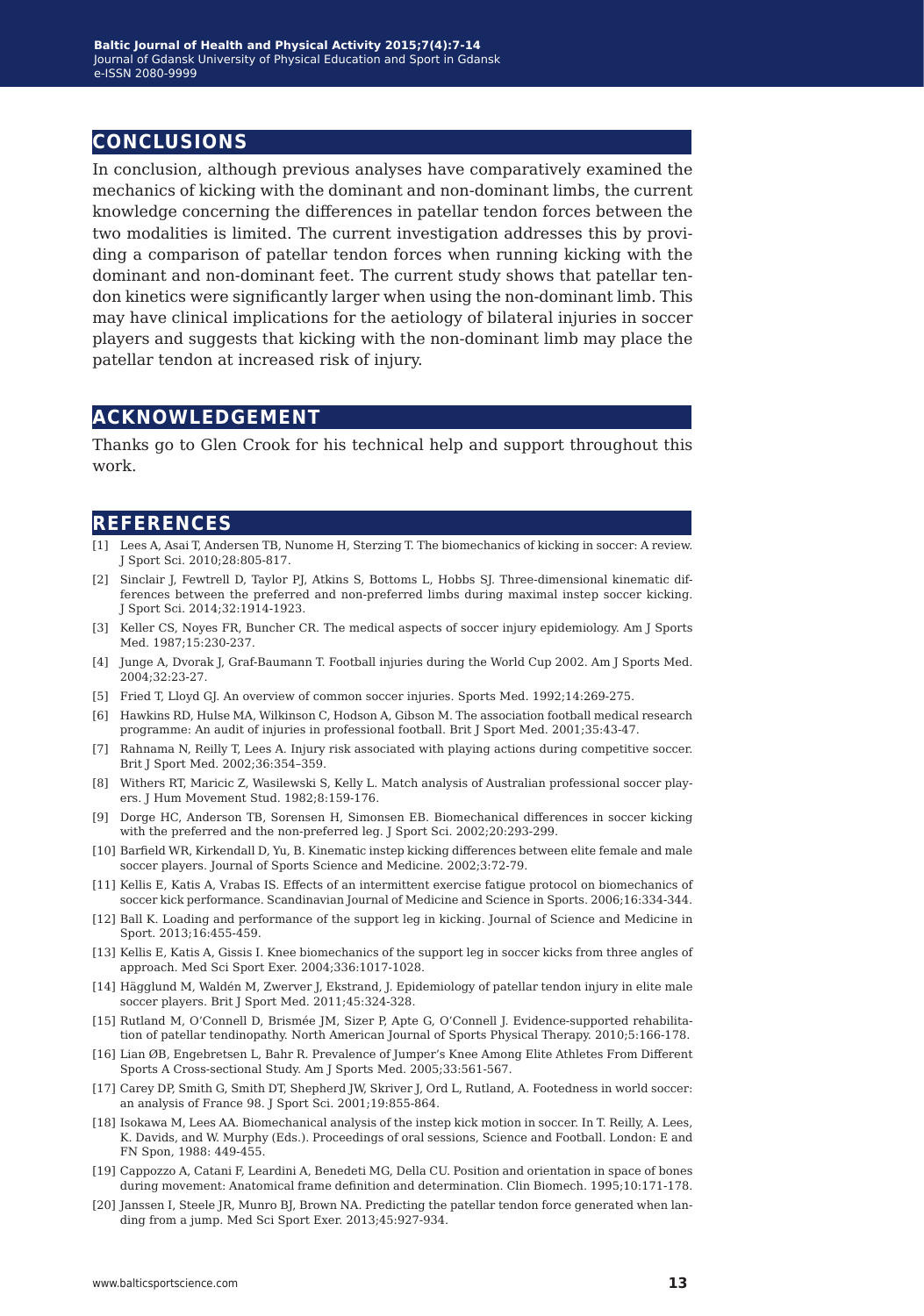## CONCLUSIONS

In conclusion, although previous analyses have comparatively examined the mechanics of kicking with the dominant and non-dominant limbs, the current knowledge concerning the differences in patellar tendon forces between the two modalities is limited. The current investigation addresses this by providing a comparison of patellar tendon forces when running kicking with the dominant and non-dominant feet. The current study shows that patellar tendon kinetics were significantly larger when using the non-dominant limb. This may have clinical implications for the aetiology of bilateral injuries in soccer players and suggests that kicking with the non-dominant limb may place the patellar tendon at increased risk of injury.

## ACKNOWLEDGEMENT

Thanks go to Glen Crook for his technical help and support throughout this work.

## REFERENCES

[1] Lees A, Asai T, Andersen TB, Nunome H, Sterzing T. The biomechanics of kicking in soccer: A review. J Sport Sci. 2010;28:805-817.

[2] Sinclair J, Fewtrell D, Taylor PJ, Atkins S, Bottoms L, Hobbs SJ. Three-dimensional kinematic differences between the preferred and non-preferred limbs during maximal instep soccer kicking. J Sport Sci. 2014;32:1914-1923.

[3] Keller CS, Noyes FR, Buncher CR. The medical aspects of soccer injury epidemiology. Am J Sports Med. 1987;15:230-237.

[4] Junge A, Dvorak J, Graf-Baumann T. Football injuries during the World Cup 2002. Am J Sports Med. 2004;32:23-27.

[5] Fried T, Lloyd GJ. An overview of common soccer injuries. Sports Med. 1992;14:269-275.

[6] Hawkins RD, Hulse MA, Wilkinson C, Hodson A, Gibson M. The association football medical research programme: An audit of injuries in professional football. Brit J Sport Med. 2001;35:43-47.

[7] Rahnama N, Reilly T, Lees A. Injury risk associated with playing actions during competitive soccer. Brit J Sport Med. 2002;36:354–359.

[8] Withers RT, Maricic Z, Wasilewski S, Kelly L. Match analysis of Australian professional soccer players. J Hum Movement Stud. 1982;8:159-176.

[9] Dorge HC, Anderson TB, Sorensen H, Simonsen EB. Biomechanical differences in soccer kicking with the preferred and the non-preferred leg. J Sport Sci. 2002;20:293-299.

[10] Barfield WR, Kirkendall D, Yu, B. Kinematic instep kicking differences between elite female and male soccer players. Journal of Sports Science and Medicine. 2002;3:72-79.

[11] Kellis E, Katis A, Vrabas IS. Effects of an intermittent exercise fatigue protocol on biomechanics of soccer kick performance. Scandinavian Journal of Medicine and Science in Sports. 2006;16:334-344.

[12] Ball K. Loading and performance of the support leg in kicking. Journal of Science and Medicine in Sport. 2013;16:455-459.

[13] Kellis E, Katis A, Gissis I. Knee biomechanics of the support leg in soccer kicks from three angles of approach. Med Sci Sport Exer. 2004;336:1017-1028.

[14] Hägglund M, Waldén M, Zwerver J, Ekstrand, J. Epidemiology of patellar tendon injury in elite male soccer players. Brit J Sport Med. 2011;45:324-328.

[15] Rutland M, O'Connell D, Brismée JM, Sizer P, Apte G, O'Connell J. Evidence-supported rehabilitation of patellar tendinopathy. North American Journal of Sports Physical Therapy. 2010;5:166-178.

[16] Lian ØB, Engebretsen L, Bahr R. Prevalence of Jumper's Knee Among Elite Athletes From Different Sports A Cross-sectional Study. Am J Sports Med. 2005;33:561-567.

[17] Carey DP, Smith G, Smith DT, Shepherd JW, Skriver J, Ord L, Rutland, A. Footedness in world soccer: an analysis of France 98. J Sport Sci. 2001;19:855-864.

[18] Isokawa M, Lees AA. Biomechanical analysis of the instep kick motion in soccer. In T. Reilly, A. Lees, K. Davids, and W. Murphy (Eds.). Proceedings of oral sessions, Science and Football. London: E and FN Spon, 1988: 449-455.

[19] Cappozzo A, Catani F, Leardini A, Benedeti MG, Della CU. Position and orientation in space of bones during movement: Anatomical frame definition and determination. Clin Biomech. 1995;10:171-178.

[20] Janssen I, Steele JR, Munro BJ, Brown NA. Predicting the patellar tendon force generated when landing from a jump. Med Sci Sport Exer. 2013;45:927-934.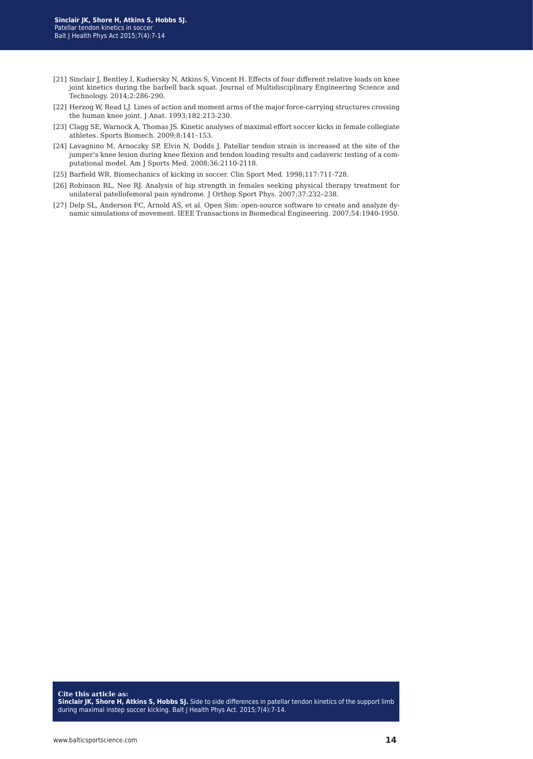[21] Sinclair J, Bentley I, Kudiersky N, Atkins S, Vincent H. Effects of four different relative loads on knee joint kinetics during the barbell back squat. Journal of Multidisciplinary Engineering Science and Technology. 2014;2:286-290.

[22] Herzog W, Read LJ. Lines of action and moment arms of the major force-carrying structures crossing the human knee joint. J Anat. 1993;182:213-230.

[23] Clagg SE, Warnock A, Thomas JS. Kinetic analyses of maximal effort soccer kicks in female collegiate athletes. Sports Biomech. 2009;8:141–153.

[24] Lavagnino M, Arnoczky SP, Elvin N, Dodds J. Patellar tendon strain is increased at the site of the jumper's knee lesion during knee flexion and tendon loading results and cadaveric testing of a computational model. Am J Sports Med. 2008;36:2110-2118.

[25] Barfield WR. Biomechanics of kicking in soccer. Clin Sport Med. 1998;117:711-728.

[26] Robinson RL, Nee RJ. Analysis of hip strength in females seeking physical therapy treatment for unilateral patellofemoral pain syndrome. J Orthop Sport Phys. 2007;37:232–238.

[27] Delp SL, Anderson FC, Arnold AS, et al. Open Sim: open-source software to create and analyze dynamic simulations of movement. IEEE Transactions in Biomedical Engineering. 2007;54:1940-1950.

**Cite this article as:**
**Sinclair JK, Shore H, Atkins S, Hobbs SJ.** Side to side differences in patellar tendon kinetics of the support limb during maximal instep soccer kicking. Balt J Health Phys Act. 2015;7(4):7-14.